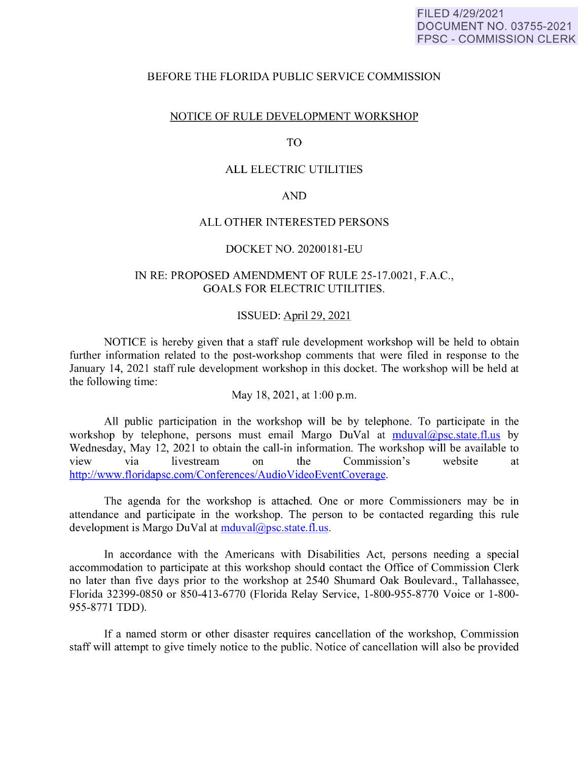FILED 4/29/2021
DOCUMENT NO. 03755-2021
FPSC - COMMISSION CLERK

BEFORE THE FLORIDA PUBLIC SERVICE COMMISSION

NOTICE OF RULE DEVELOPMENT WORKSHOP

TO

ALL ELECTRIC UTILITIES

AND

ALL OTHER INTERESTED PERSONS

DOCKET NO. 20200181-EU

IN RE: PROPOSED AMENDMENT OF RULE 25-17.0021, F.A.C.,
GOALS FOR ELECTRIC UTILITIES.

ISSUED: April 29, 2021

NOTICE is hereby given that a staff rule development workshop will be held to obtain further information related to the post-workshop comments that were filed in response to the January 14, 2021 staff rule development workshop in this docket. The workshop will be held at the following time:

May 18, 2021, at 1:00 p.m.

All public participation in the workshop will be by telephone. To participate in the workshop by telephone, persons must email Margo DuVal at mduval@psc.state.fl.us by Wednesday, May 12, 2021 to obtain the call-in information. The workshop will be available to view via livestream on the Commission's website at http://www.floridapsc.com/Conferences/AudioVideoEventCoverage.

The agenda for the workshop is attached. One or more Commissioners may be in attendance and participate in the workshop. The person to be contacted regarding this rule development is Margo DuVal at mduval@psc.state.fl.us.

In accordance with the Americans with Disabilities Act, persons needing a special accommodation to participate at this workshop should contact the Office of Commission Clerk no later than five days prior to the workshop at 2540 Shumard Oak Boulevard., Tallahassee, Florida 32399-0850 or 850-413-6770 (Florida Relay Service, 1-800-955-8770 Voice or 1-800-955-8771 TDD).

If a named storm or other disaster requires cancellation of the workshop, Commission staff will attempt to give timely notice to the public. Notice of cancellation will also be provided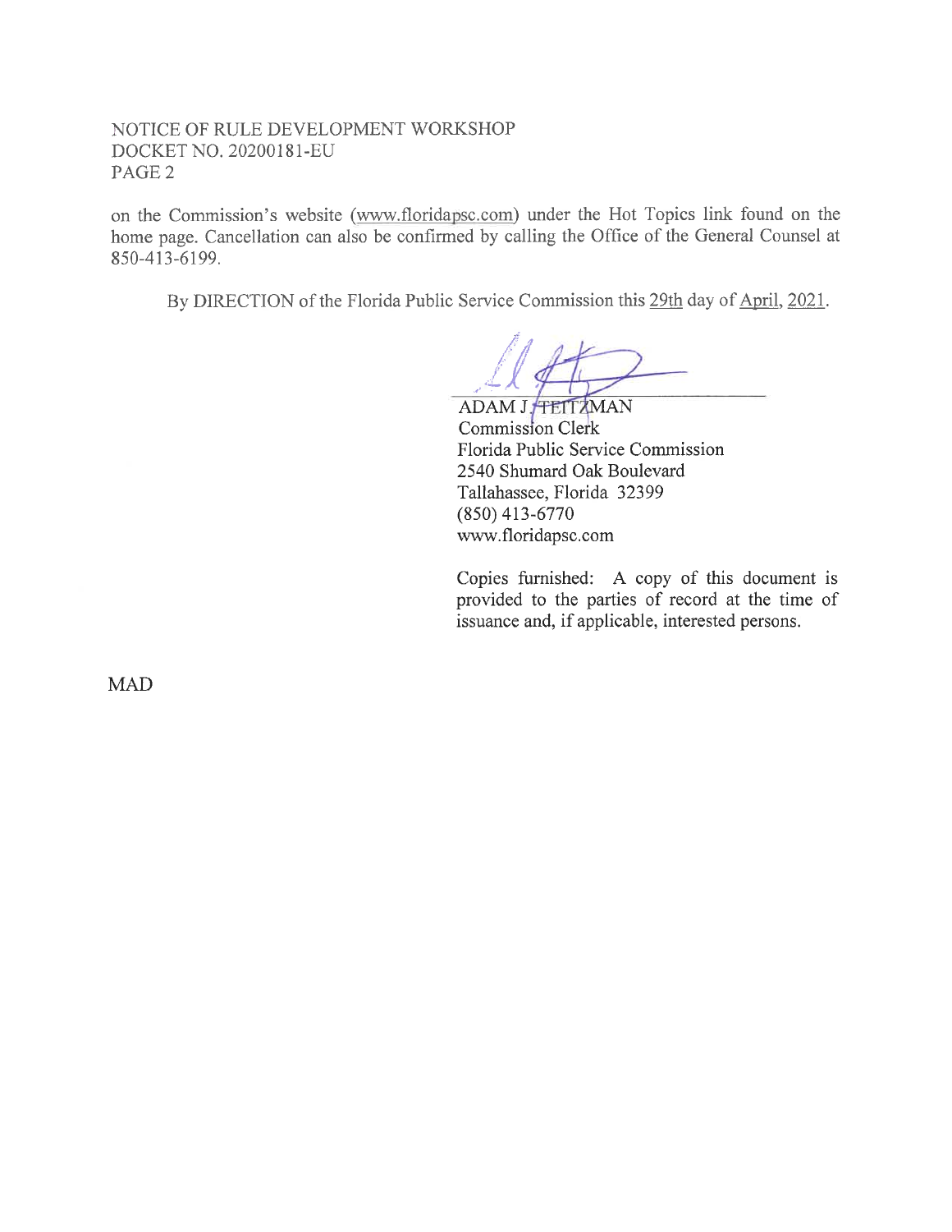on the Commission's website (www.floridapsc.com) under the Hot Topics link found on the home page. Cancellation can also be confirmed by calling the Office of the General Counsel at 850-413-6199.

By DIRECTION of the Florida Public Service Commission this 29th day of April, 2021.

ADAM J. TEITZMAN
Commission Clerk
Florida Public Service Commission
2540 Shumard Oak Boulevard
Tallahassee, Florida 32399
(850) 413-6770
www.floridapsc.com

Copies furnished: A copy of this document is provided to the parties of record at the time of issuance and, if applicable, interested persons.

MAD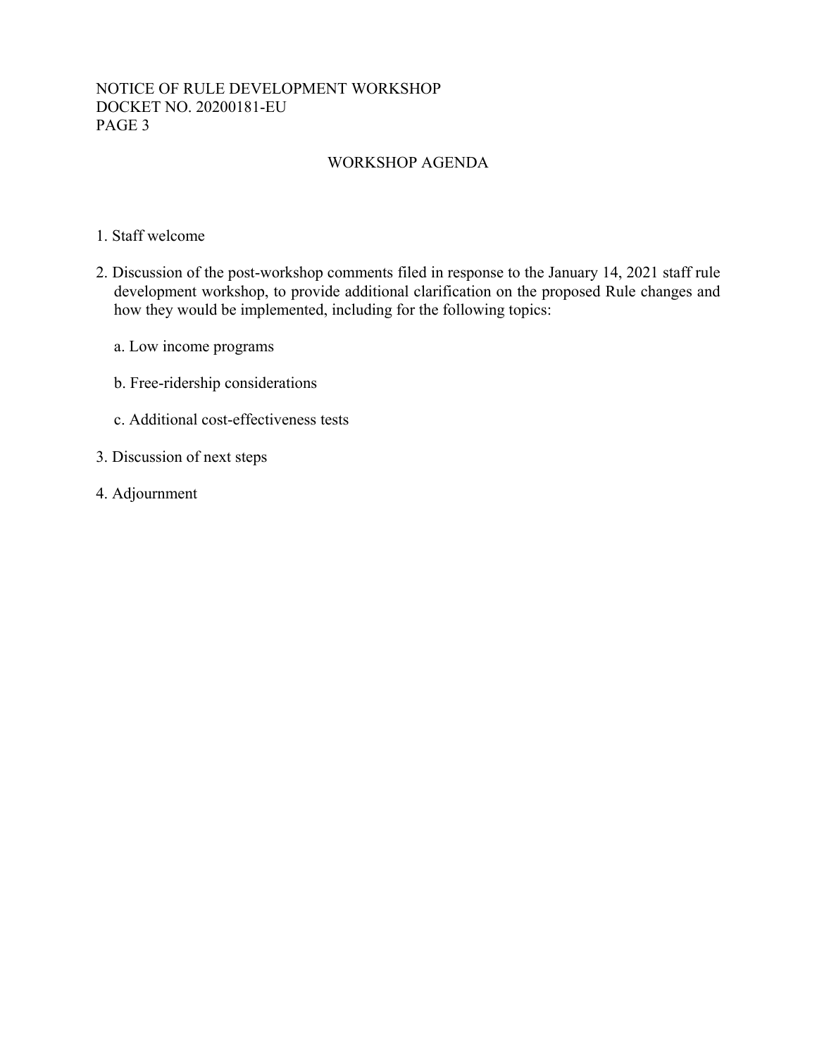## WORKSHOP AGENDA

1. Staff welcome

2. Discussion of the post-workshop comments filed in response to the January 14, 2021 staff rule development workshop, to provide additional clarification on the proposed Rule changes and how they would be implemented, including for the following topics:

   a. Low income programs

   b. Free-ridership considerations

   c. Additional cost-effectiveness tests

3. Discussion of next steps

4. Adjournment